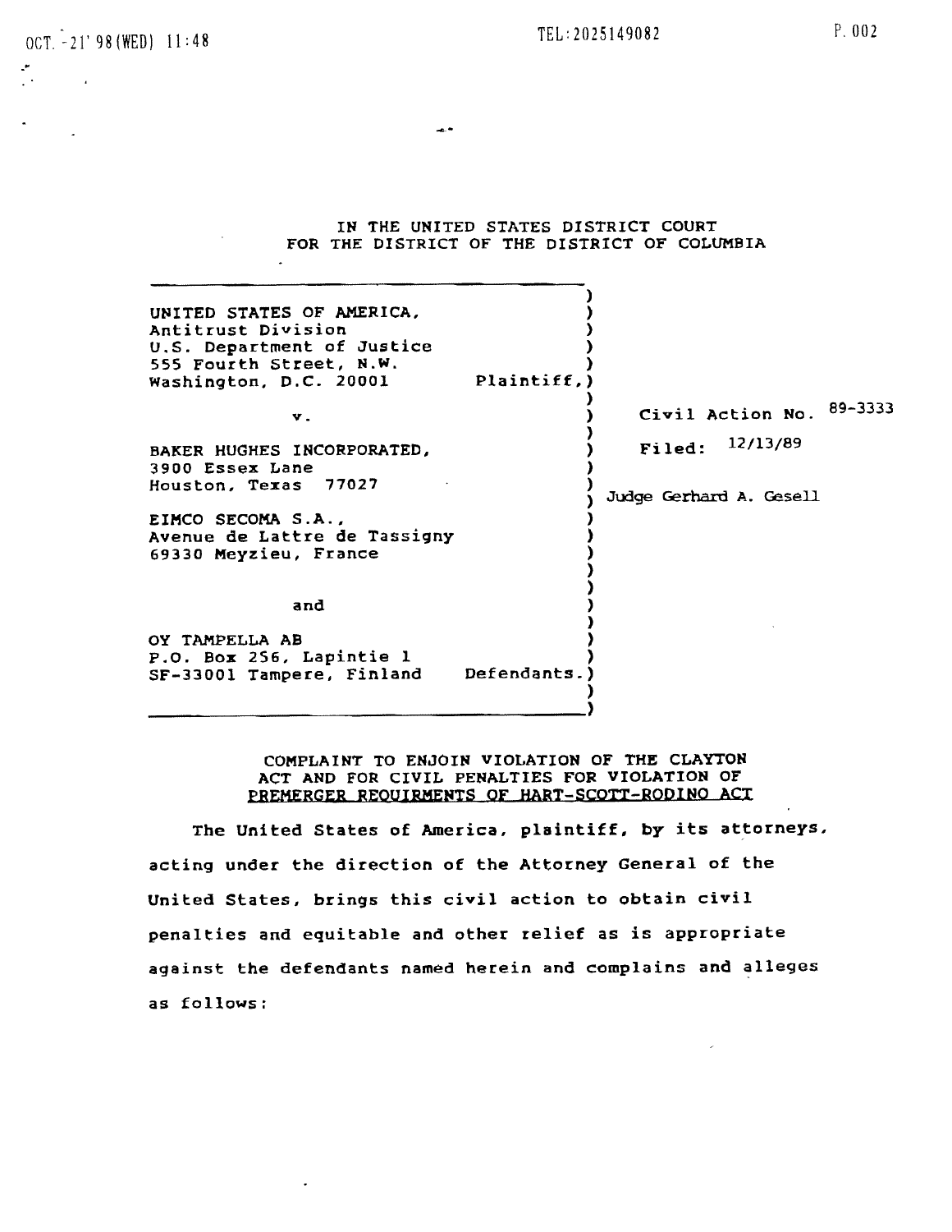IN THE UNITED STATES DISTRICT COURT
FOR THE DISTRICT OF THE DISTRICT OF COLUMBIA

| | |
|---|---|
| UNITED STATES OF AMERICA,<br>Antitrust Division<br>U.S. Department of Justice<br>555 Fourth Street, N.W.<br>Washington, D.C. 20001 Plaintiff, | |
| v. | Civil Action No. 89-3333 |
| BAKER HUGHES INCORPORATED,<br>3900 Essex Lane<br>Houston, Texas 77027 | Filed: 12/13/89 |
| EIMCO SECOMA S.A.,<br>Avenue de Lattre de Tassigny<br>69330 Meyzieu, France | Judge Gerhard A. Gesell |
| and | |
| OY TAMPELLA AB<br>P.O. Box 256, Lapintie 1<br>SF-33001 Tampere, Finland Defendants. | |

COMPLAINT TO ENJOIN VIOLATION OF THE CLAYTON ACT AND FOR CIVIL PENALTIES FOR VIOLATION OF PREMERGER REQUIRMENTS OF HART-SCOTT-RODINO ACT

The United States of America, plaintiff, by its attorneys, acting under the direction of the Attorney General of the United States, brings this civil action to obtain civil penalties and equitable and other relief as is appropriate against the defendants named herein and complains and alleges as follows: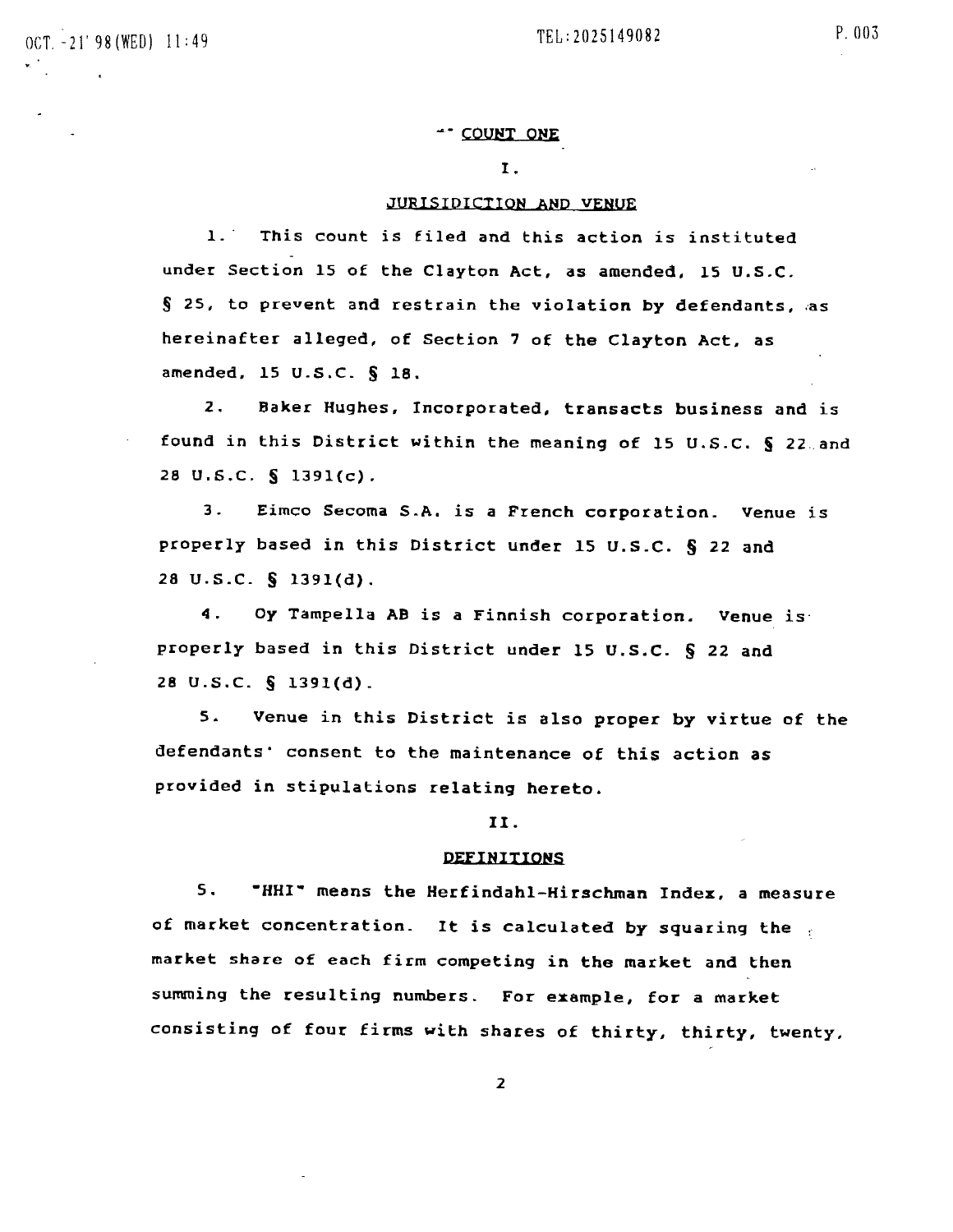## COUNT ONE

### I.

### JURISIDICTION AND VENUE

1. This count is filed and this action is instituted under Section 15 of the Clayton Act, as amended, 15 U.S.C. § 25, to prevent and restrain the violation by defendants, as hereinafter alleged, of Section 7 of the Clayton Act, as amended, 15 U.S.C. § 18.

2. Baker Hughes, Incorporated, transacts business and is found in this District within the meaning of 15 U.S.C. § 22 and 28 U.S.C. § 1391(c).

3. Eimco Secoma S.A. is a French corporation. Venue is properly based in this District under 15 U.S.C. § 22 and 28 U.S.C. § 1391(d).

4. Oy Tampella AB is a Finnish corporation. Venue is properly based in this District under 15 U.S.C. § 22 and 28 U.S.C. § 1391(d).

5. Venue in this District is also proper by virtue of the defendants' consent to the maintenance of this action as provided in stipulations relating hereto.

### II.

### DEFINITIONS

5. "HHI" means the Herfindahl-Hirschman Index, a measure of market concentration. It is calculated by squaring the market share of each firm competing in the market and then summing the resulting numbers. For example, for a market consisting of four firms with shares of thirty, thirty, twenty,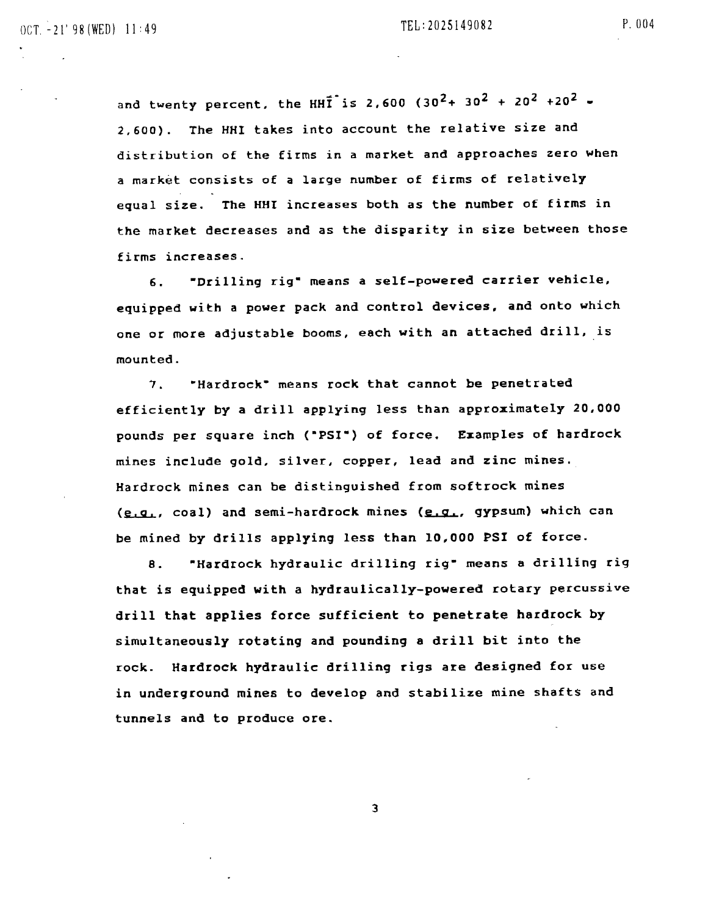and twenty percent, the HHI is 2,600 ($30^2 + 30^2 + 20^2 + 20^2 = 2,600$). The HHI takes into account the relative size and distribution of the firms in a market and approaches zero when a market consists of a large number of firms of relatively equal size. The HHI increases both as the number of firms in the market decreases and as the disparity in size between those firms increases.

6. "Drilling rig" means a self-powered carrier vehicle, equipped with a power pack and control devices, and onto which one or more adjustable booms, each with an attached drill, is mounted.

7. "Hardrock" means rock that cannot be penetrated efficiently by a drill applying less than approximately 20,000 pounds per square inch ("PSI") of force. Examples of hardrock mines include gold, silver, copper, lead and zinc mines. Hardrock mines can be distinguished from softrock mines (*e.g.*, coal) and semi-hardrock mines (*e.g.*, gypsum) which can be mined by drills applying less than 10,000 PSI of force.

8. "Hardrock hydraulic drilling rig" means a drilling rig that is equipped with a hydraulically-powered rotary percussive drill that applies force sufficient to penetrate hardrock by simultaneously rotating and pounding a drill bit into the rock. Hardrock hydraulic drilling rigs are designed for use in underground mines to develop and stabilize mine shafts and tunnels and to produce ore.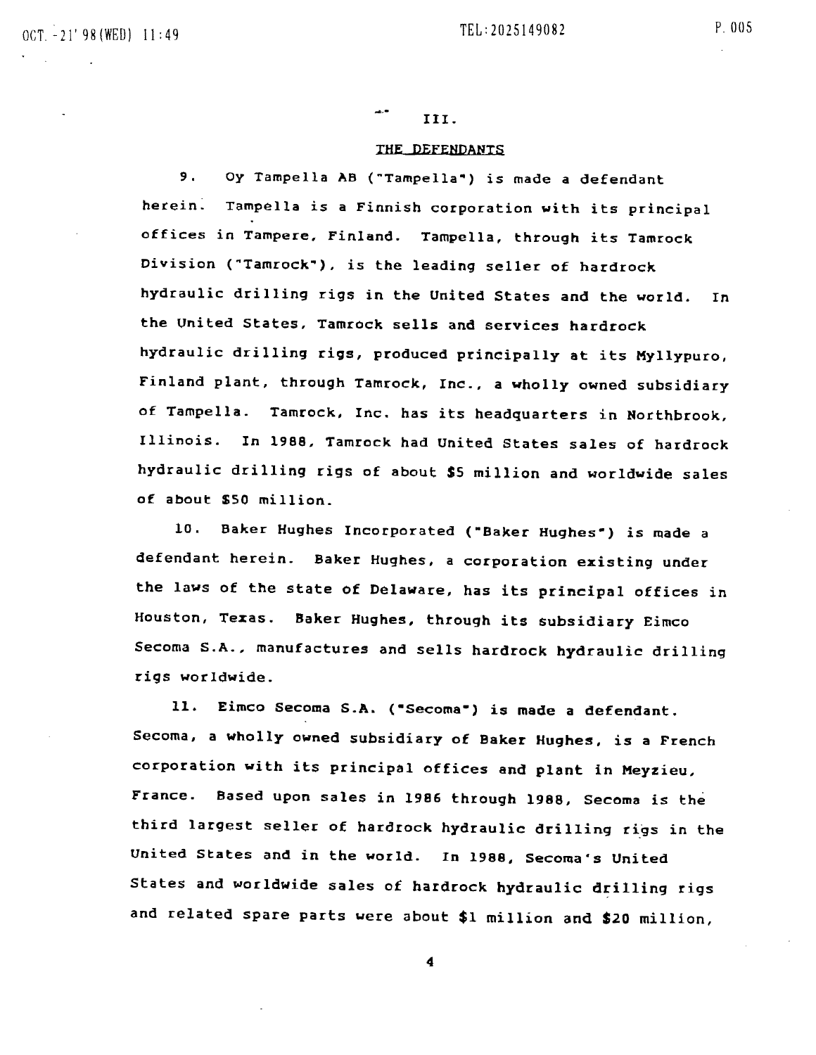## III.

## THE DEFENDANTS

9. Oy Tampella AB ("Tampella") is made a defendant herein. Tampella is a Finnish corporation with its principal offices in Tampere, Finland. Tampella, through its Tamrock Division ("Tamrock"), is the leading seller of hardrock hydraulic drilling rigs in the United States and the world. In the United States, Tamrock sells and services hardrock hydraulic drilling rigs, produced principally at its Myllypuro, Finland plant, through Tamrock, Inc., a wholly owned subsidiary of Tampella. Tamrock, Inc. has its headquarters in Northbrook, Illinois. In 1988, Tamrock had United States sales of hardrock hydraulic drilling rigs of about $5 million and worldwide sales of about $50 million.

10. Baker Hughes Incorporated ("Baker Hughes") is made a defendant herein. Baker Hughes, a corporation existing under the laws of the state of Delaware, has its principal offices in Houston, Texas. Baker Hughes, through its subsidiary Eimco Secoma S.A., manufactures and sells hardrock hydraulic drilling rigs worldwide.

11. Eimco Secoma S.A. ("Secoma") is made a defendant. Secoma, a wholly owned subsidiary of Baker Hughes, is a French corporation with its principal offices and plant in Meyzieu, France. Based upon sales in 1986 through 1988, Secoma is the third largest seller of hardrock hydraulic drilling rigs in the United States and in the world. In 1988, Secoma's United States and worldwide sales of hardrock hydraulic drilling rigs and related spare parts were about $1 million and $20 million,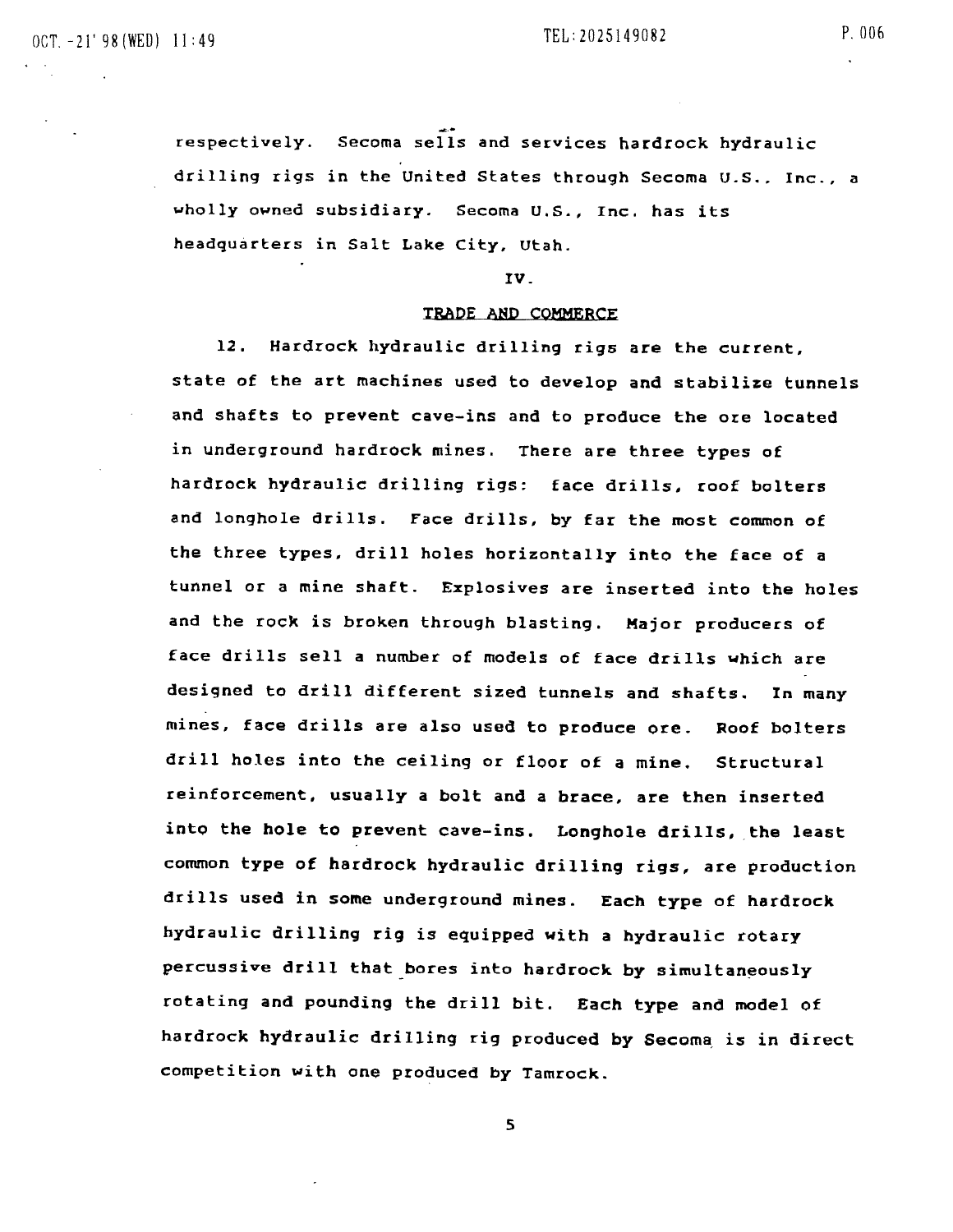respectively. Secoma sells and services hardrock hydraulic drilling rigs in the United States through Secoma U.S., Inc., a wholly owned subsidiary. Secoma U.S., Inc. has its headquarters in Salt Lake City, Utah.

## IV.

## TRADE AND COMMERCE

12. Hardrock hydraulic drilling rigs are the current, state of the art machines used to develop and stabilize tunnels and shafts to prevent cave-ins and to produce the ore located in underground hardrock mines. There are three types of hardrock hydraulic drilling rigs: face drills, roof bolters and longhole drills. Face drills, by far the most common of the three types, drill holes horizontally into the face of a tunnel or a mine shaft. Explosives are inserted into the holes and the rock is broken through blasting. Major producers of face drills sell a number of models of face drills which are designed to drill different sized tunnels and shafts. In many mines, face drills are also used to produce ore. Roof bolters drill holes into the ceiling or floor of a mine. Structural reinforcement, usually a bolt and a brace, are then inserted into the hole to prevent cave-ins. Longhole drills, the least common type of hardrock hydraulic drilling rigs, are production drills used in some underground mines. Each type of hardrock hydraulic drilling rig is equipped with a hydraulic rotary percussive drill that bores into hardrock by simultaneously rotating and pounding the drill bit. Each type and model of hardrock hydraulic drilling rig produced by Secoma is in direct competition with one produced by Tamrock.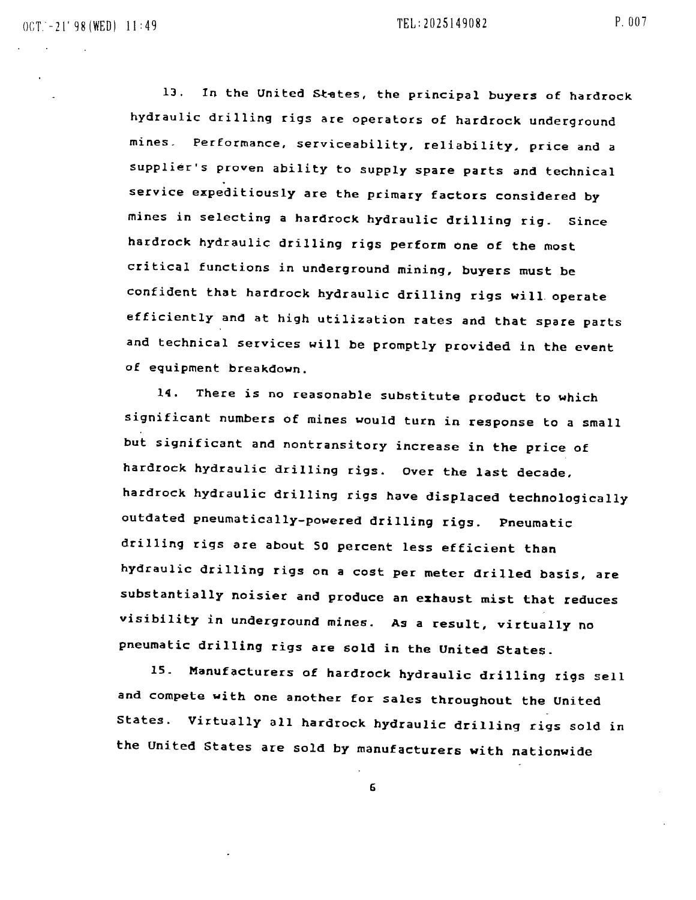13. In the United States, the principal buyers of hardrock hydraulic drilling rigs are operators of hardrock underground mines. Performance, serviceability, reliability, price and a supplier's proven ability to supply spare parts and technical service expeditiously are the primary factors considered by mines in selecting a hardrock hydraulic drilling rig. Since hardrock hydraulic drilling rigs perform one of the most critical functions in underground mining, buyers must be confident that hardrock hydraulic drilling rigs will operate efficiently and at high utilization rates and that spare parts and technical services will be promptly provided in the event of equipment breakdown.

14. There is no reasonable substitute product to which significant numbers of mines would turn in response to a small but significant and nontransitory increase in the price of hardrock hydraulic drilling rigs. Over the last decade, hardrock hydraulic drilling rigs have displaced technologically outdated pneumatically-powered drilling rigs. Pneumatic drilling rigs are about 50 percent less efficient than hydraulic drilling rigs on a cost per meter drilled basis, are substantially noisier and produce an exhaust mist that reduces visibility in underground mines. As a result, virtually no pneumatic drilling rigs are sold in the United States.

15. Manufacturers of hardrock hydraulic drilling rigs sell and compete with one another for sales throughout the United States. Virtually all hardrock hydraulic drilling rigs sold in the United States are sold by manufacturers with nationwide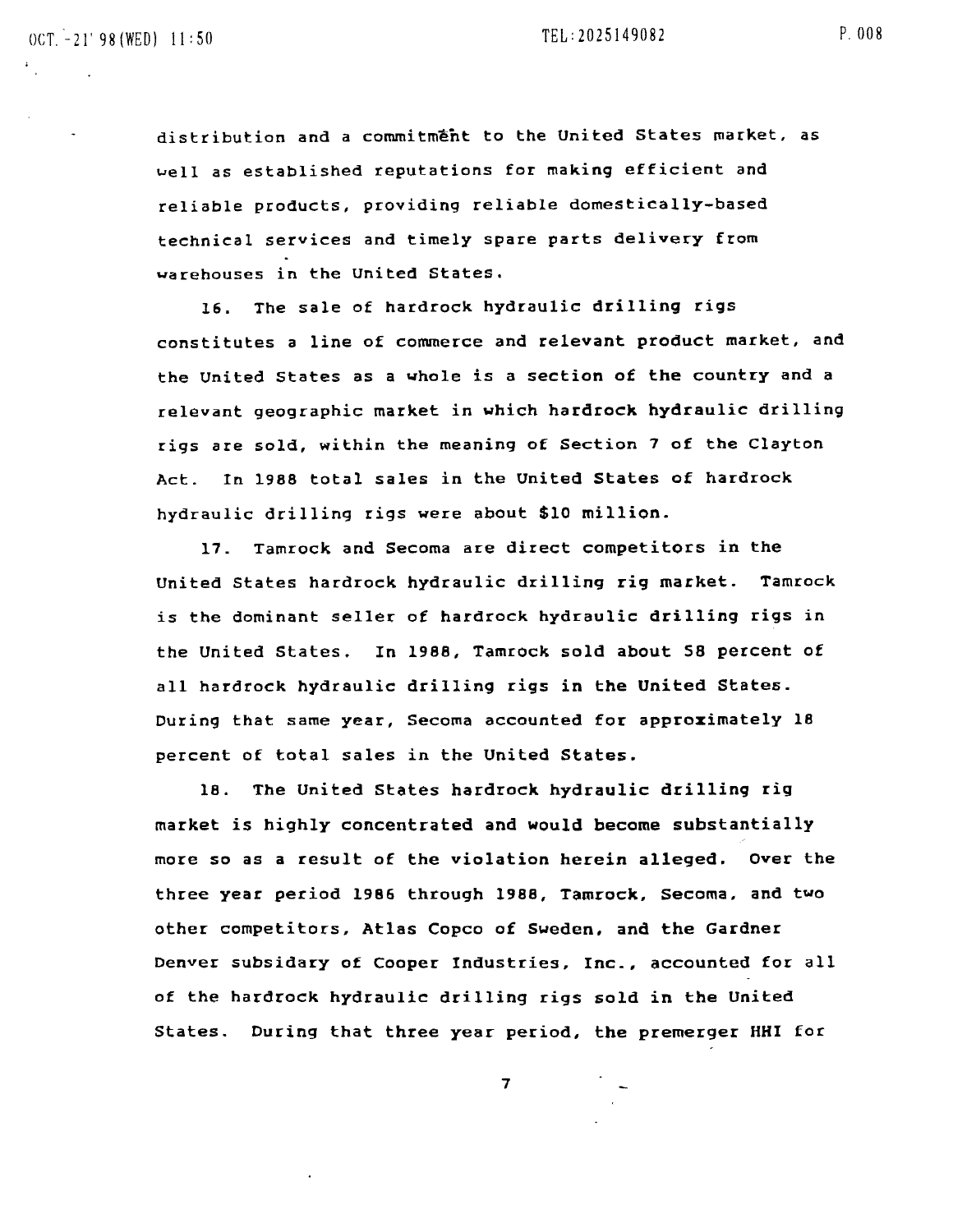distribution and a commitment to the United States market, as well as established reputations for making efficient and reliable products, providing reliable domestically-based technical services and timely spare parts delivery from warehouses in the United States.

16. The sale of hardrock hydraulic drilling rigs constitutes a line of commerce and relevant product market, and the United States as a whole is a section of the country and a relevant geographic market in which hardrock hydraulic drilling rigs are sold, within the meaning of Section 7 of the Clayton Act. In 1988 total sales in the United States of hardrock hydraulic drilling rigs were about $10 million.

17. Tamrock and Secoma are direct competitors in the United States hardrock hydraulic drilling rig market. Tamrock is the dominant seller of hardrock hydraulic drilling rigs in the United States. In 1988, Tamrock sold about 58 percent of all hardrock hydraulic drilling rigs in the United States. During that same year, Secoma accounted for approximately 18 percent of total sales in the United States.

18. The United States hardrock hydraulic drilling rig market is highly concentrated and would become substantially more so as a result of the violation herein alleged. Over the three year period 1986 through 1988, Tamrock, Secoma, and two other competitors, Atlas Copco of Sweden, and the Gardner Denver subsidary of Cooper Industries, Inc., accounted for all of the hardrock hydraulic drilling rigs sold in the United States. During that three year period, the premerger HHI for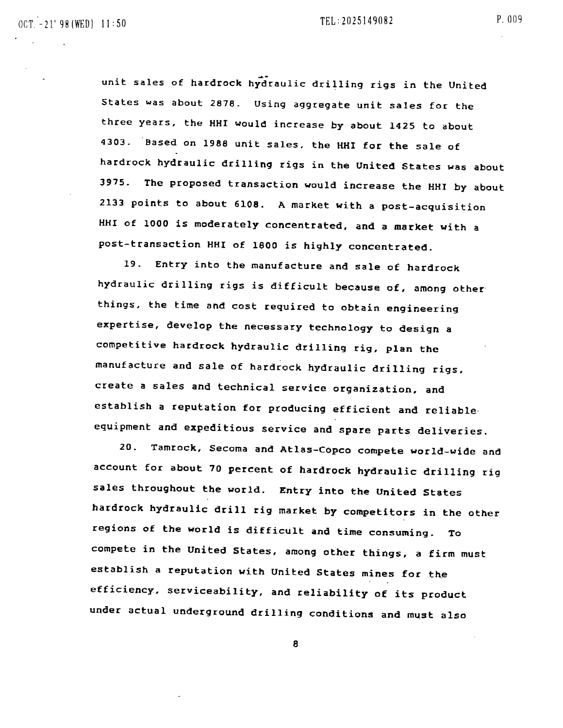unit sales of hardrock hydraulic drilling rigs in the United States was about 2878. Using aggregate unit sales for the three years, the HHI would increase by about 1425 to about 4303. Based on 1988 unit sales, the HHI for the sale of hardrock hydraulic drilling rigs in the United States was about 3975. The proposed transaction would increase the HHI by about 2133 points to about 6108. A market with a post-acquisition HHI of 1000 is moderately concentrated, and a market with a post-transaction HHI of 1800 is highly concentrated.

19. Entry into the manufacture and sale of hardrock hydraulic drilling rigs is difficult because of, among other things, the time and cost required to obtain engineering expertise, develop the necessary technology to design a competitive hardrock hydraulic drilling rig, plan the manufacture and sale of hardrock hydraulic drilling rigs, create a sales and technical service organization, and establish a reputation for producing efficient and reliable equipment and expeditious service and spare parts deliveries.

20. Tamrock, Secoma and Atlas-Copco compete world-wide and account for about 70 percent of hardrock hydraulic drilling rig sales throughout the world. Entry into the United States hardrock hydraulic drill rig market by competitors in the other regions of the world is difficult and time consuming. To compete in the United States, among other things, a firm must establish a reputation with United States mines for the efficiency, serviceability, and reliability of its product under actual underground drilling conditions and must also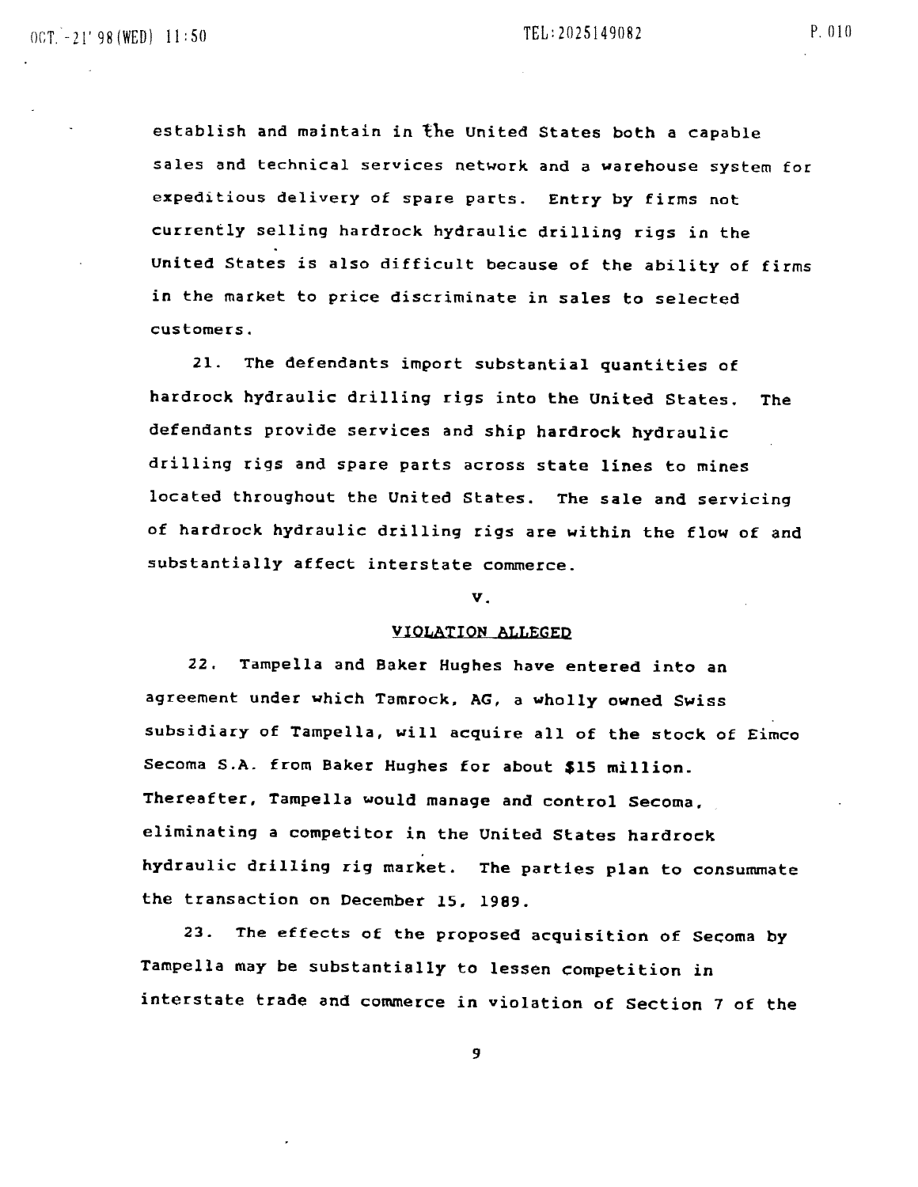establish and maintain in the United States both a capable sales and technical services network and a warehouse system for expeditious delivery of spare parts. Entry by firms not currently selling hardrock hydraulic drilling rigs in the United States is also difficult because of the ability of firms in the market to price discriminate in sales to selected customers.

21. The defendants import substantial quantities of hardrock hydraulic drilling rigs into the United States. The defendants provide services and ship hardrock hydraulic drilling rigs and spare parts across state lines to mines located throughout the United States. The sale and servicing of hardrock hydraulic drilling rigs are within the flow of and substantially affect interstate commerce.

## V.

## VIOLATION ALLEGED

22. Tampella and Baker Hughes have entered into an agreement under which Tamrock, AG, a wholly owned Swiss subsidiary of Tampella, will acquire all of the stock of Eimco Secoma S.A. from Baker Hughes for about $15 million. Thereafter, Tampella would manage and control Secoma, eliminating a competitor in the United States hardrock hydraulic drilling rig market. The parties plan to consummate the transaction on December 15, 1989.

23. The effects of the proposed acquisition of Secoma by Tampella may be substantially to lessen competition in interstate trade and commerce in violation of Section 7 of the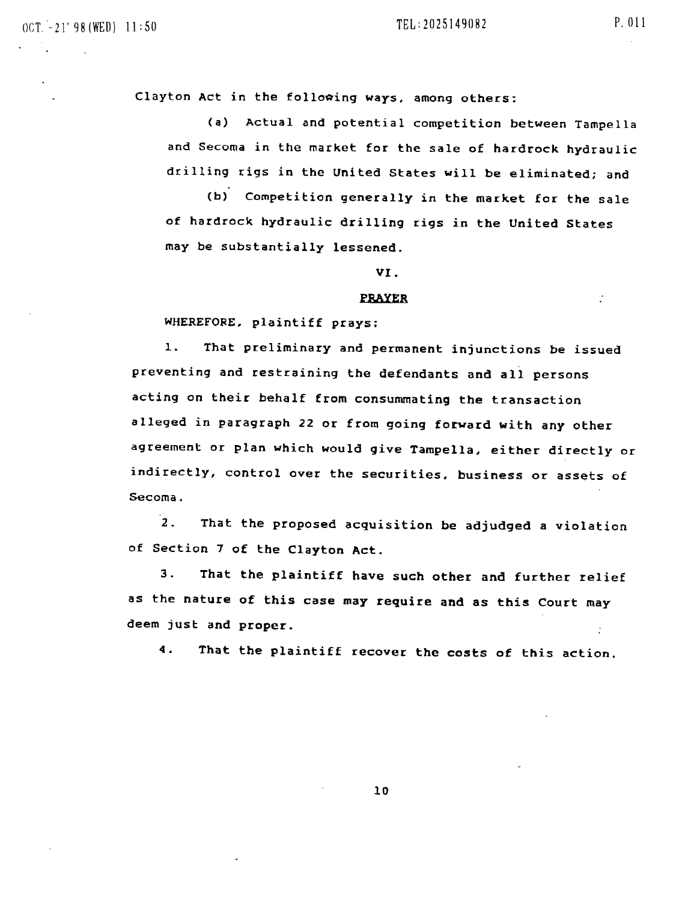Clayton Act in the following ways, among others:

(a) Actual and potential competition between Tampella and Secoma in the market for the sale of hardrock hydraulic drilling rigs in the United States will be eliminated; and

(b) Competition generally in the market for the sale of hardrock hydraulic drilling rigs in the United States may be substantially lessened.

## VI.

## PRAYER

WHEREFORE, plaintiff prays:

1. That preliminary and permanent injunctions be issued preventing and restraining the defendants and all persons acting on their behalf from consummating the transaction alleged in paragraph 22 or from going forward with any other agreement or plan which would give Tampella, either directly or indirectly, control over the securities, business or assets of Secoma.

2. That the proposed acquisition be adjudged a violation of Section 7 of the Clayton Act.

3. That the plaintiff have such other and further relief as the nature of this case may require and as this Court may deem just and proper.

4. That the plaintiff recover the costs of this action.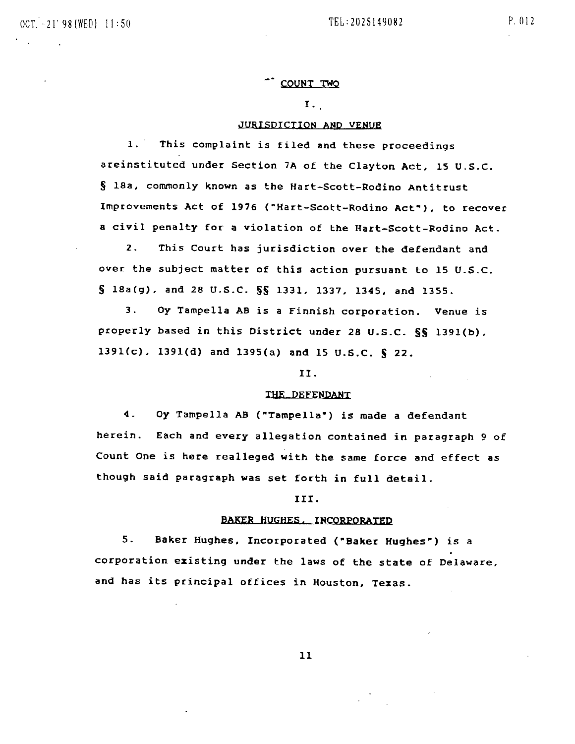## COUNT TWO

### I.

### JURISDICTION AND VENUE

1. This complaint is filed and these proceedings areinstituted under Section 7A of the Clayton Act, 15 U.S.C. § 18a, commonly known as the Hart-Scott-Rodino Antitrust Improvements Act of 1976 ("Hart-Scott-Rodino Act"), to recover a civil penalty for a violation of the Hart-Scott-Rodino Act.

2. This Court has jurisdiction over the defendant and over the subject matter of this action pursuant to 15 U.S.C. § 18a(g), and 28 U.S.C. §§ 1331, 1337, 1345, and 1355.

3. Oy Tampella AB is a Finnish corporation. Venue is properly based in this District under 28 U.S.C. §§ 1391(b), 1391(c), 1391(d) and 1395(a) and 15 U.S.C. § 22.

### II.

### THE DEFENDANT

4. Oy Tampella AB ("Tampella") is made a defendant herein. Each and every allegation contained in paragraph 9 of Count One is here realleged with the same force and effect as though said paragraph was set forth in full detail.

### III.

### BAKER HUGHES, INCORPORATED

5. Baker Hughes, Incorporated ("Baker Hughes") is a corporation existing under the laws of the state of Delaware, and has its principal offices in Houston, Texas.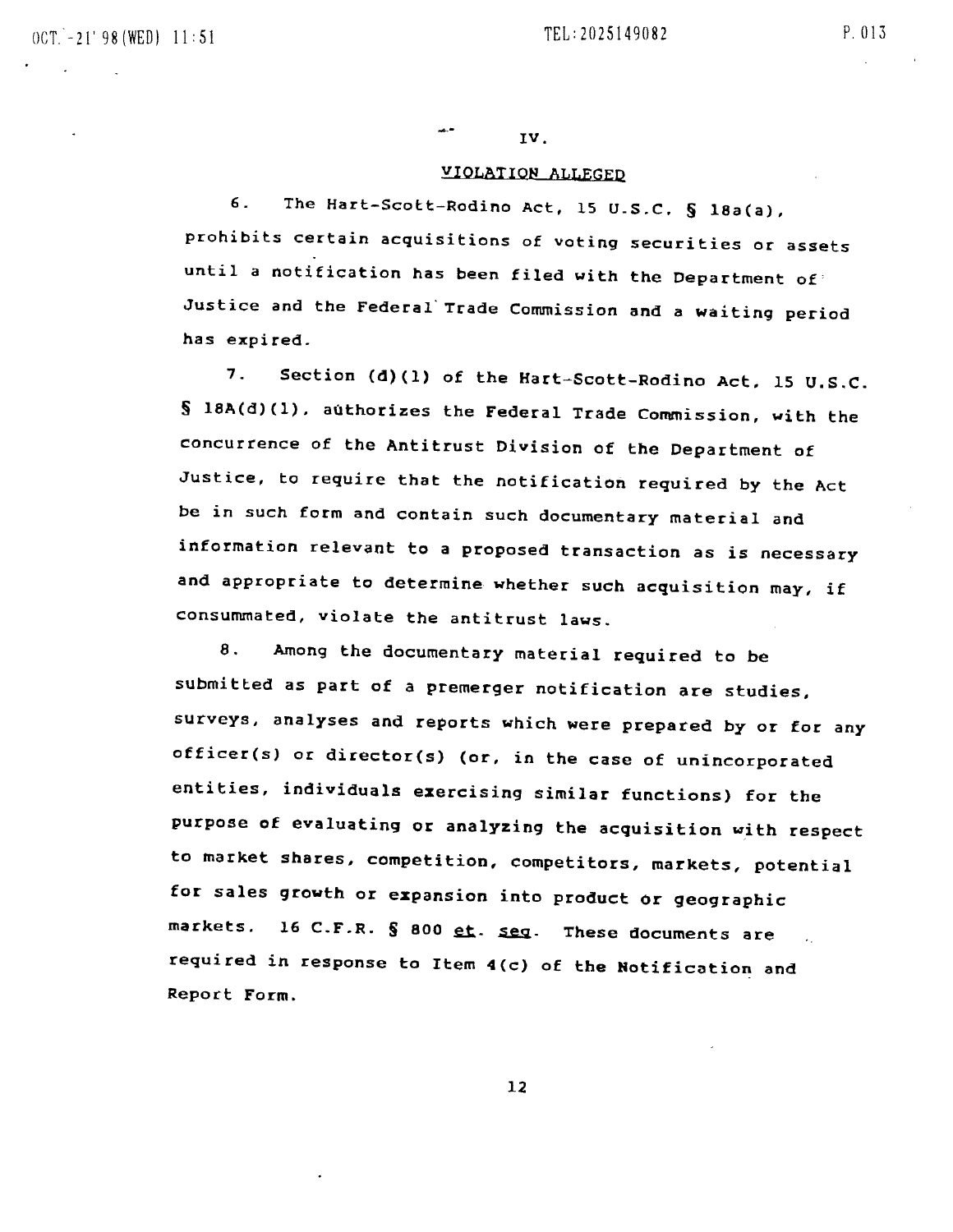IV.

## VIOLATION ALLEGED

6. The Hart-Scott-Rodino Act, 15 U.S.C. § 18a(a), prohibits certain acquisitions of voting securities or assets until a notification has been filed with the Department of Justice and the Federal Trade Commission and a waiting period has expired.

7. Section (d)(1) of the Hart-Scott-Rodino Act, 15 U.S.C. § 18A(d)(1), authorizes the Federal Trade Commission, with the concurrence of the Antitrust Division of the Department of Justice, to require that the notification required by the Act be in such form and contain such documentary material and information relevant to a proposed transaction as is necessary and appropriate to determine whether such acquisition may, if consummated, violate the antitrust laws.

8. Among the documentary material required to be submitted as part of a premerger notification are studies, surveys, analyses and reports which were prepared by or for any officer(s) or director(s) (or, in the case of unincorporated entities, individuals exercising similar functions) for the purpose of evaluating or analyzing the acquisition with respect to market shares, competition, competitors, markets, potential for sales growth or expansion into product or geographic markets. 16 C.F.R. § 800 et. seq. These documents are required in response to Item 4(c) of the Notification and Report Form.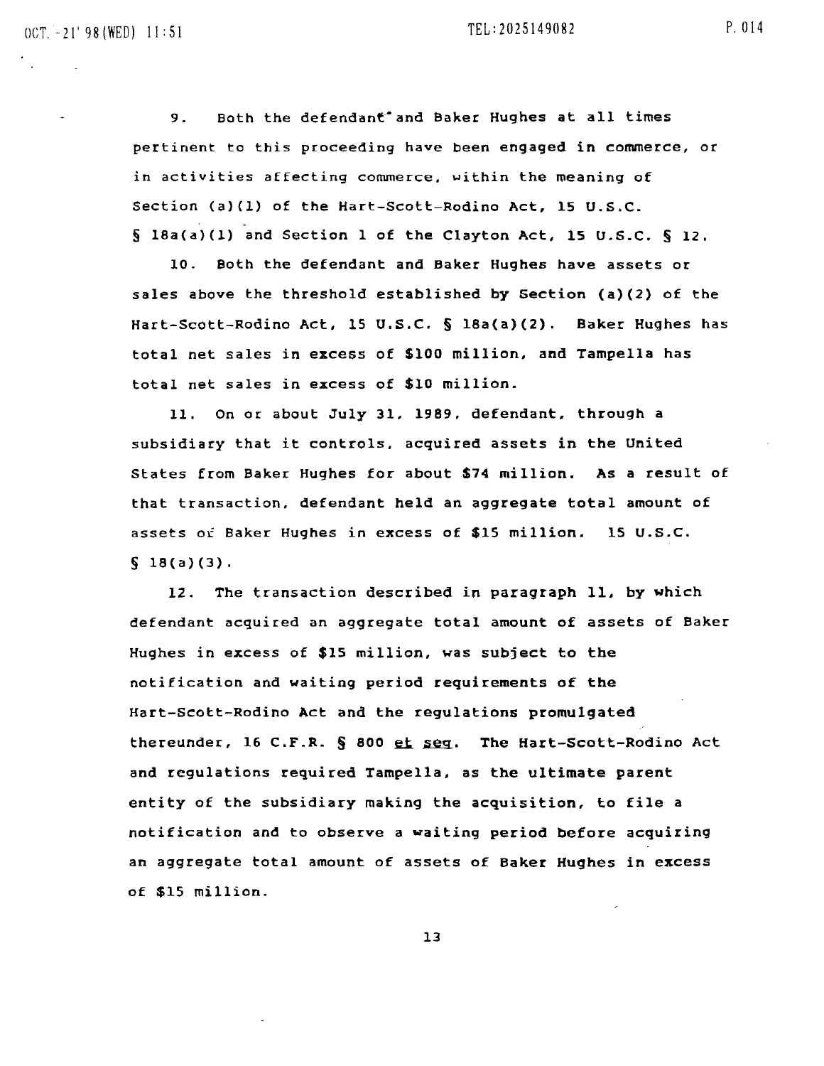9. Both the defendant and Baker Hughes at all times pertinent to this proceeding have been engaged in commerce, or in activities affecting commerce, within the meaning of Section (a)(1) of the Hart-Scott-Rodino Act, 15 U.S.C. § 18a(a)(1) and Section 1 of the Clayton Act, 15 U.S.C. § 12.

10. Both the defendant and Baker Hughes have assets or sales above the threshold established by Section (a)(2) of the Hart-Scott-Rodino Act, 15 U.S.C. § 18a(a)(2). Baker Hughes has total net sales in excess of $100 million, and Tampella has total net sales in excess of $10 million.

11. On or about July 31, 1989, defendant, through a subsidiary that it controls, acquired assets in the United States from Baker Hughes for about $74 million. As a result of that transaction, defendant held an aggregate total amount of assets of Baker Hughes in excess of $15 million. 15 U.S.C. § 18(a)(3).

12. The transaction described in paragraph 11, by which defendant acquired an aggregate total amount of assets of Baker Hughes in excess of $15 million, was subject to the notification and waiting period requirements of the Hart-Scott-Rodino Act and the regulations promulgated thereunder, 16 C.F.R. § 800 _et seq_. The Hart-Scott-Rodino Act and regulations required Tampella, as the ultimate parent entity of the subsidiary making the acquisition, to file a notification and to observe a waiting period before acquiring an aggregate total amount of assets of Baker Hughes in excess of $15 million.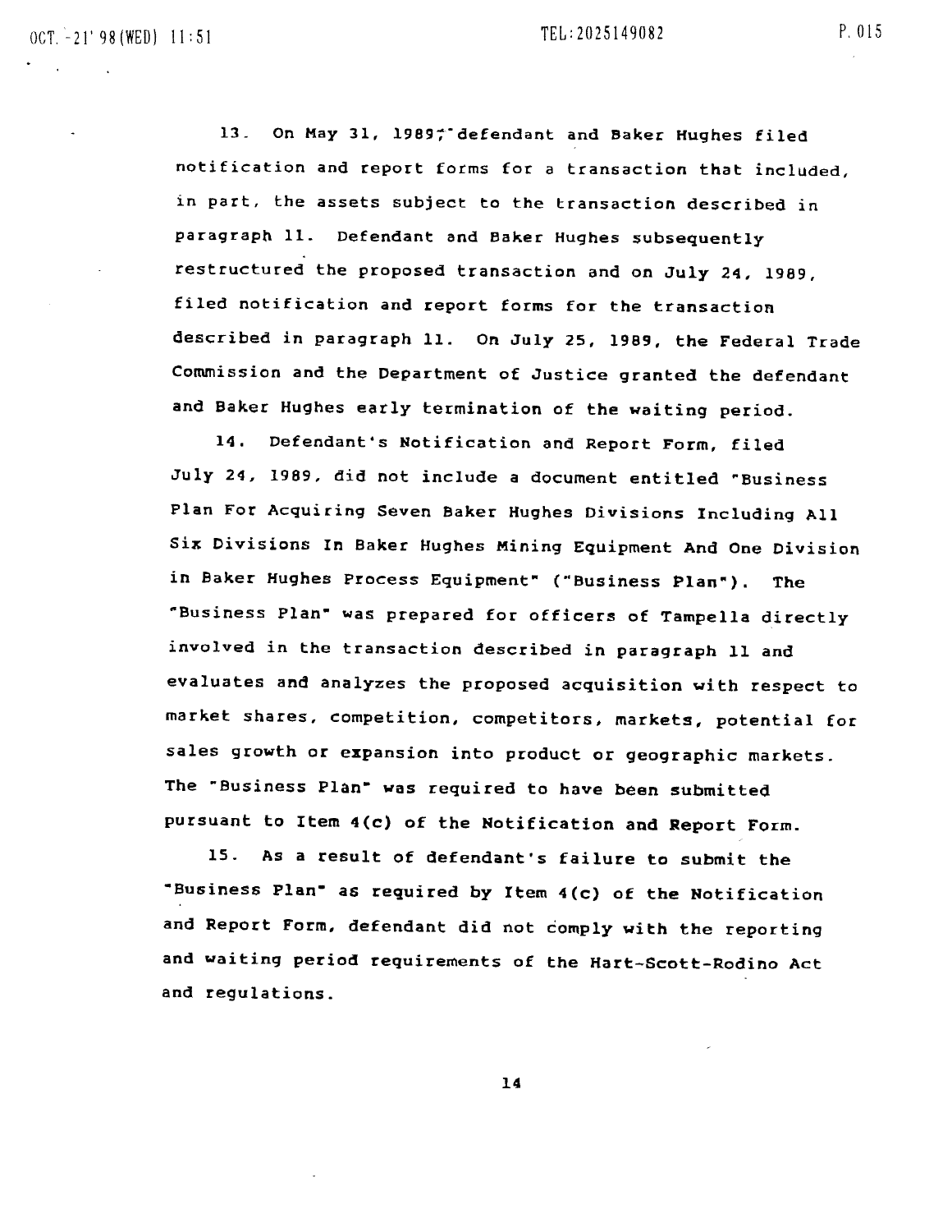13. On May 31, 1989, defendant and Baker Hughes filed notification and report forms for a transaction that included, in part, the assets subject to the transaction described in paragraph 11. Defendant and Baker Hughes subsequently restructured the proposed transaction and on July 24, 1989, filed notification and report forms for the transaction described in paragraph 11. On July 25, 1989, the Federal Trade Commission and the Department of Justice granted the defendant and Baker Hughes early termination of the waiting period.

14. Defendant's Notification and Report Form, filed July 24, 1989, did not include a document entitled "Business Plan For Acquiring Seven Baker Hughes Divisions Including All Six Divisions In Baker Hughes Mining Equipment And One Division in Baker Hughes Process Equipment" ("Business Plan"). The "Business Plan" was prepared for officers of Tampella directly involved in the transaction described in paragraph 11 and evaluates and analyzes the proposed acquisition with respect to market shares, competition, competitors, markets, potential for sales growth or expansion into product or geographic markets. The "Business Plan" was required to have been submitted pursuant to Item 4(c) of the Notification and Report Form.

15. As a result of defendant's failure to submit the "Business Plan" as required by Item 4(c) of the Notification and Report Form, defendant did not comply with the reporting and waiting period requirements of the Hart-Scott-Rodino Act and regulations.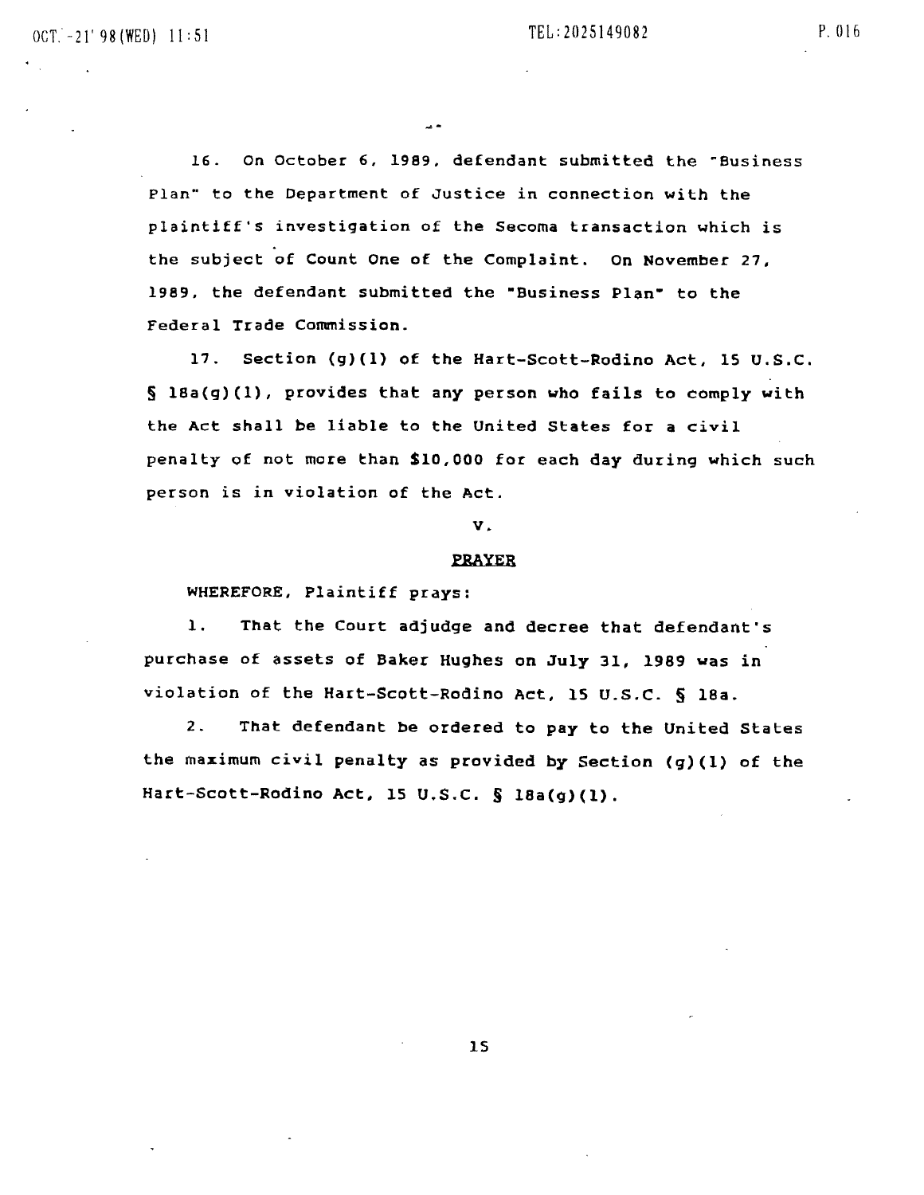16. On October 6, 1989, defendant submitted the "Business Plan" to the Department of Justice in connection with the plaintiff's investigation of the Secoma transaction which is the subject of Count One of the Complaint. On November 27, 1989, the defendant submitted the "Business Plan" to the Federal Trade Commission.

17. Section (g)(1) of the Hart-Scott-Rodino Act, 15 U.S.C. § 18a(g)(1), provides that any person who fails to comply with the Act shall be liable to the United States for a civil penalty of not more than $10,000 for each day during which such person is in violation of the Act.

## V.

## PRAYER

WHEREFORE, Plaintiff prays:

1. That the Court adjudge and decree that defendant's purchase of assets of Baker Hughes on July 31, 1989 was in violation of the Hart-Scott-Rodino Act, 15 U.S.C. § 18a.

2. That defendant be ordered to pay to the United States the maximum civil penalty as provided by Section (g)(1) of the Hart-Scott-Rodino Act, 15 U.S.C. § 18a(g)(1).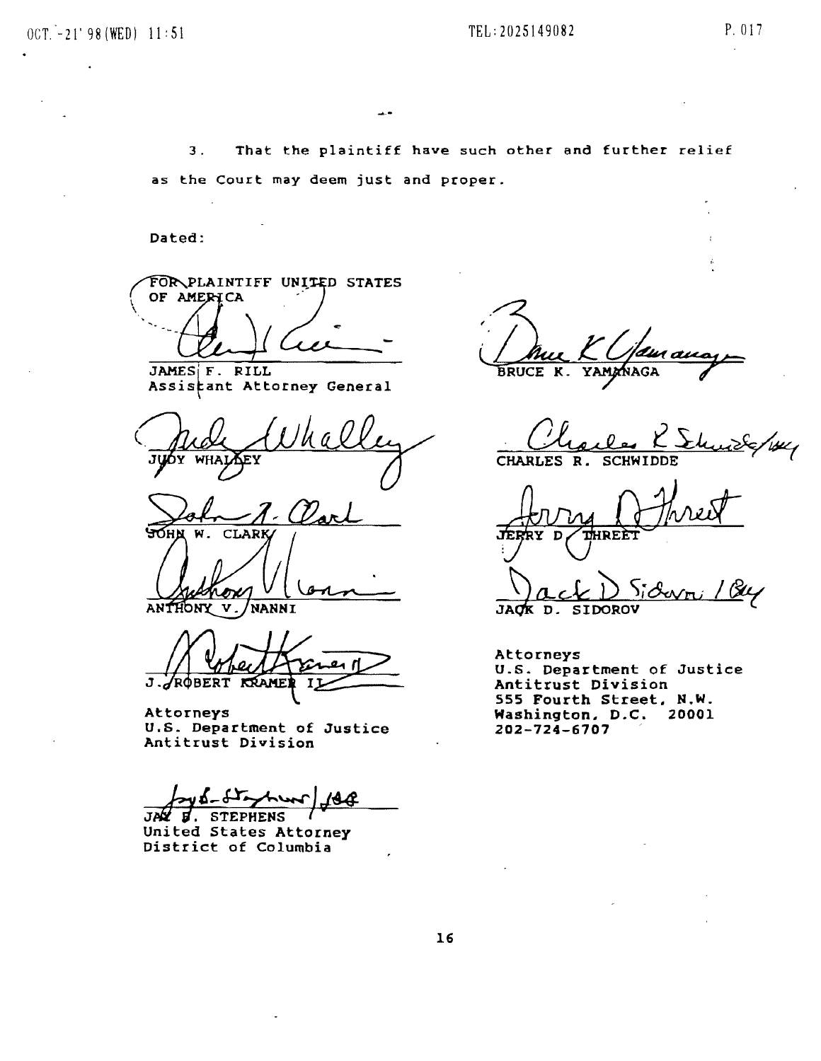3. That the plaintiff have such other and further relief as the Court may deem just and proper.

Dated:

FOR PLAINTIFF UNITED STATES OF AMERICA

JAMES F. RILL
Assistant Attorney General

JUDY WHALLEY

JOHN W. CLARK

ANTHONY V. NANNI

J. ROBERT KRAMER II

Attorneys
U.S. Department of Justice
Antitrust Division

JAY B. STEPHENS
United States Attorney
District of Columbia

BRUCE K. YAMANAGA

CHARLES R. SCHWIDDE

JERRY D. THREET

JACK D. SIDOROV

Attorneys
U.S. Department of Justice
Antitrust Division
555 Fourth Street, N.W.
Washington, D.C. 20001
202-724-6707